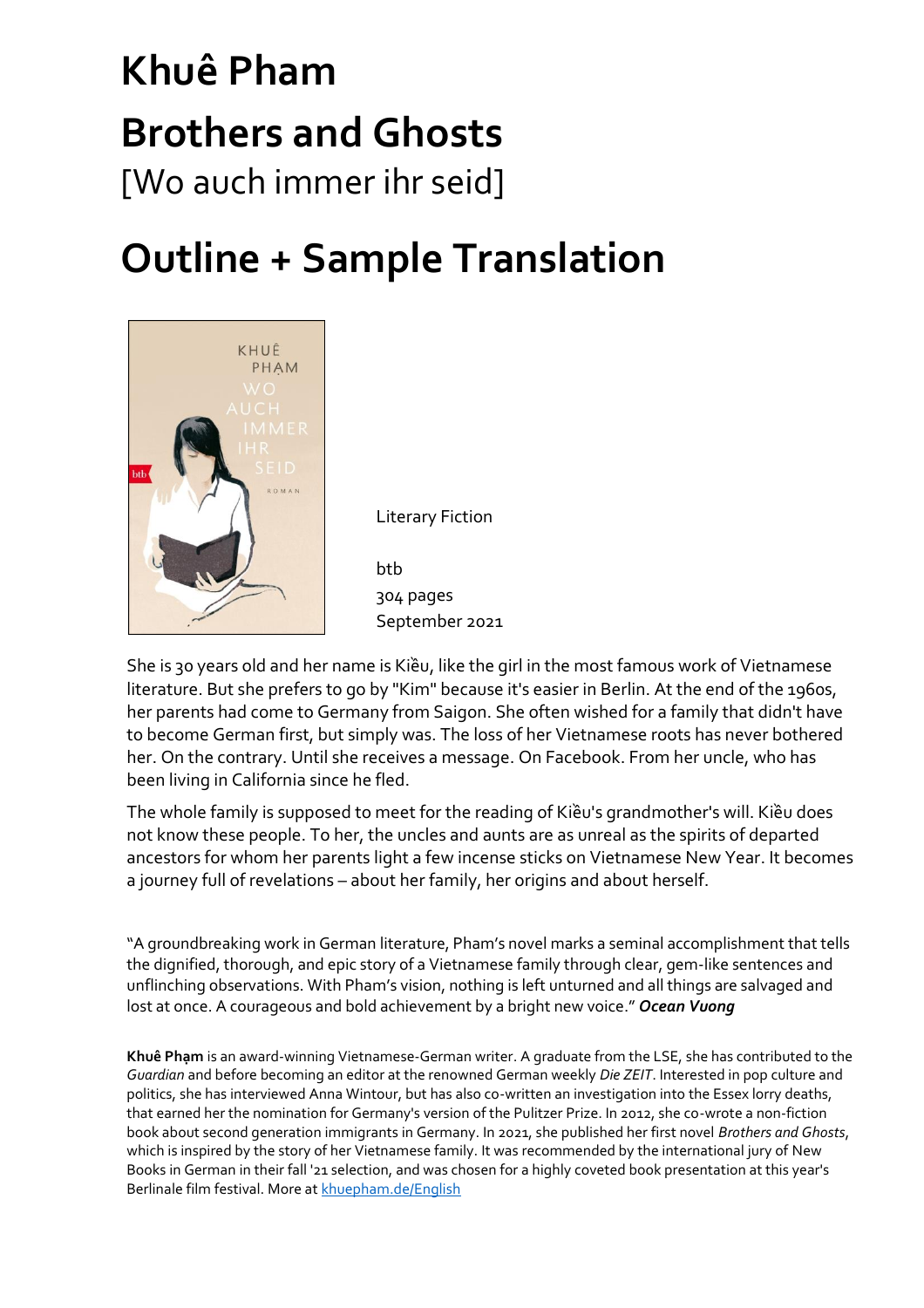# Khuê Pham

# Brothers and Ghosts

[Wo auch immer ihr seid]

# Outline + Sample Translation

Literary Fiction

btb
304 pages
September 2021

She is 30 years old and her name is Kiều, like the girl in the most famous work of Vietnamese literature. But she prefers to go by "Kim" because it's easier in Berlin. At the end of the 1960s, her parents had come to Germany from Saigon. She often wished for a family that didn't have to become German first, but simply was. The loss of her Vietnamese roots has never bothered her. On the contrary. Until she receives a message. On Facebook. From her uncle, who has been living in California since he fled.

The whole family is supposed to meet for the reading of Kiều's grandmother's will. Kiều does not know these people. To her, the uncles and aunts are as unreal as the spirits of departed ancestors for whom her parents light a few incense sticks on Vietnamese New Year. It becomes a journey full of revelations – about her family, her origins and about herself.

"A groundbreaking work in German literature, Pham's novel marks a seminal accomplishment that tells the dignified, thorough, and epic story of a Vietnamese family through clear, gem-like sentences and unflinching observations. With Pham's vision, nothing is left unturned and all things are salvaged and lost at once. A courageous and bold achievement by a bright new voice." ***Ocean Vuong***

**Khuê Phạm** is an award-winning Vietnamese-German writer. A graduate from the LSE, she has contributed to the *Guardian* and before becoming an editor at the renowned German weekly *Die ZEIT*. Interested in pop culture and politics, she has interviewed Anna Wintour, but has also co-written an investigation into the Essex lorry deaths, that earned her the nomination for Germany's version of the Pulitzer Prize. In 2012, she co-wrote a non-fiction book about second generation immigrants in Germany. In 2021, she published her first novel *Brothers and Ghosts*, which is inspired by the story of her Vietnamese family. It was recommended by the international jury of New Books in German in their fall '21 selection, and was chosen for a highly coveted book presentation at this year's Berlinale film festival. More at khuepham.de/English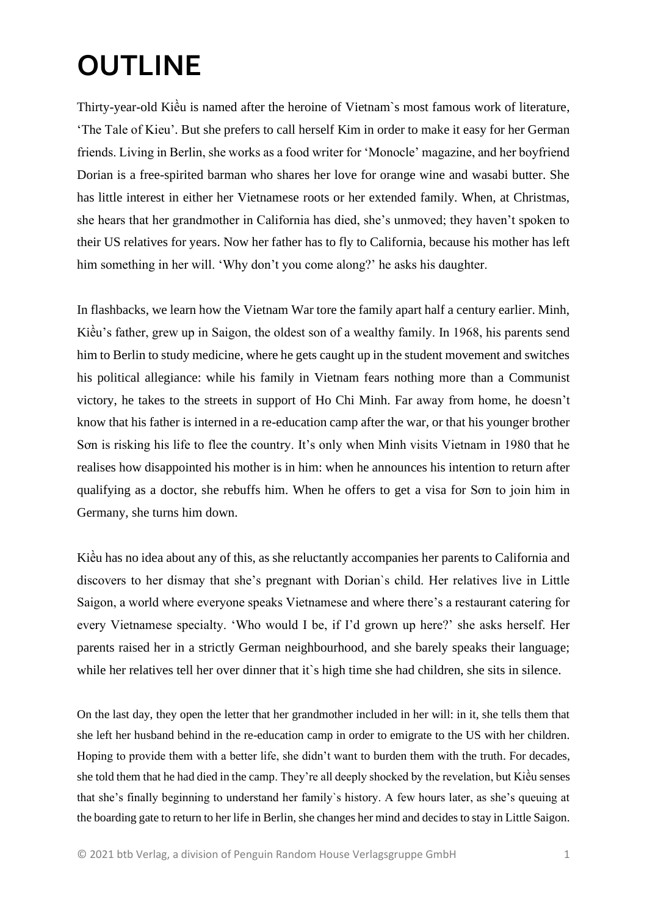# OUTLINE

Thirty-year-old Kiều is named after the heroine of Vietnam`s most famous work of literature, 'The Tale of Kieu'. But she prefers to call herself Kim in order to make it easy for her German friends. Living in Berlin, she works as a food writer for 'Monocle' magazine, and her boyfriend Dorian is a free-spirited barman who shares her love for orange wine and wasabi butter. She has little interest in either her Vietnamese roots or her extended family. When, at Christmas, she hears that her grandmother in California has died, she's unmoved; they haven't spoken to their US relatives for years. Now her father has to fly to California, because his mother has left him something in her will. 'Why don't you come along?' he asks his daughter.

In flashbacks, we learn how the Vietnam War tore the family apart half a century earlier. Minh, Kiều's father, grew up in Saigon, the oldest son of a wealthy family. In 1968, his parents send him to Berlin to study medicine, where he gets caught up in the student movement and switches his political allegiance: while his family in Vietnam fears nothing more than a Communist victory, he takes to the streets in support of Ho Chi Minh. Far away from home, he doesn't know that his father is interned in a re-education camp after the war, or that his younger brother Sơn is risking his life to flee the country. It's only when Minh visits Vietnam in 1980 that he realises how disappointed his mother is in him: when he announces his intention to return after qualifying as a doctor, she rebuffs him. When he offers to get a visa for Sơn to join him in Germany, she turns him down.

Kiều has no idea about any of this, as she reluctantly accompanies her parents to California and discovers to her dismay that she's pregnant with Dorian`s child. Her relatives live in Little Saigon, a world where everyone speaks Vietnamese and where there's a restaurant catering for every Vietnamese specialty. 'Who would I be, if I'd grown up here?' she asks herself. Her parents raised her in a strictly German neighbourhood, and she barely speaks their language; while her relatives tell her over dinner that it`s high time she had children, she sits in silence.

On the last day, they open the letter that her grandmother included in her will: in it, she tells them that she left her husband behind in the re-education camp in order to emigrate to the US with her children. Hoping to provide them with a better life, she didn't want to burden them with the truth. For decades, she told them that he had died in the camp. They're all deeply shocked by the revelation, but Kiều senses that she's finally beginning to understand her family`s history. A few hours later, as she's queuing at the boarding gate to return to her life in Berlin, she changes her mind and decides to stay in Little Saigon.

© 2021 btb Verlag, a division of Penguin Random House Verlagsgruppe GmbH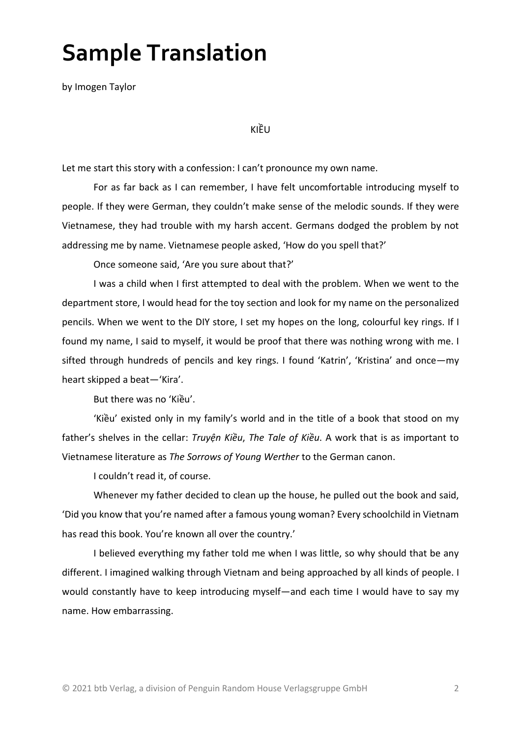# Sample Translation

by Imogen Taylor

KIỀU

Let me start this story with a confession: I can't pronounce my own name.

For as far back as I can remember, I have felt uncomfortable introducing myself to people. If they were German, they couldn't make sense of the melodic sounds. If they were Vietnamese, they had trouble with my harsh accent. Germans dodged the problem by not addressing me by name. Vietnamese people asked, 'How do you spell that?'

Once someone said, 'Are you sure about that?'

I was a child when I first attempted to deal with the problem. When we went to the department store, I would head for the toy section and look for my name on the personalized pencils. When we went to the DIY store, I set my hopes on the long, colourful key rings. If I found my name, I said to myself, it would be proof that there was nothing wrong with me. I sifted through hundreds of pencils and key rings. I found 'Katrin', 'Kristina' and once—my heart skipped a beat—'Kira'.

But there was no 'Kiều'.

'Kiều' existed only in my family's world and in the title of a book that stood on my father's shelves in the cellar: *Truyện Kiều*, *The Tale of Kiều*. A work that is as important to Vietnamese literature as *The Sorrows of Young Werther* to the German canon.

I couldn't read it, of course.

Whenever my father decided to clean up the house, he pulled out the book and said, 'Did you know that you're named after a famous young woman? Every schoolchild in Vietnam has read this book. You're known all over the country.'

I believed everything my father told me when I was little, so why should that be any different. I imagined walking through Vietnam and being approached by all kinds of people. I would constantly have to keep introducing myself—and each time I would have to say my name. How embarrassing.

© 2021 btb Verlag, a division of Penguin Random House Verlagsgruppe GmbH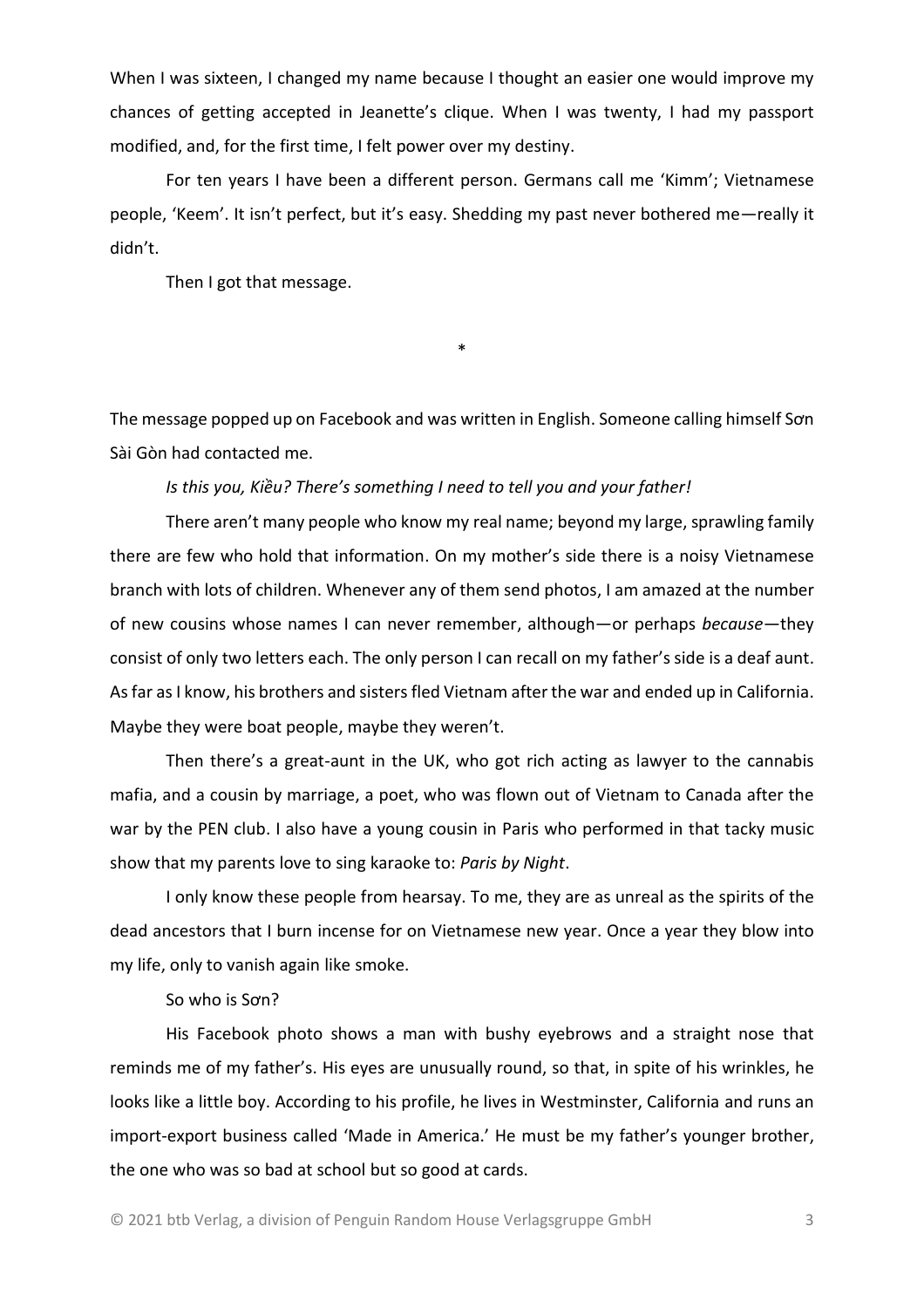When I was sixteen, I changed my name because I thought an easier one would improve my chances of getting accepted in Jeanette's clique. When I was twenty, I had my passport modified, and, for the first time, I felt power over my destiny.

For ten years I have been a different person. Germans call me 'Kimm'; Vietnamese people, 'Keem'. It isn't perfect, but it's easy. Shedding my past never bothered me—really it didn't.

Then I got that message.

*

The message popped up on Facebook and was written in English. Someone calling himself Sơn Sài Gòn had contacted me.

*Is this you, Kiều? There's something I need to tell you and your father!*

There aren't many people who know my real name; beyond my large, sprawling family there are few who hold that information. On my mother's side there is a noisy Vietnamese branch with lots of children. Whenever any of them send photos, I am amazed at the number of new cousins whose names I can never remember, although—or perhaps *because*—they consist of only two letters each. The only person I can recall on my father's side is a deaf aunt. As far as I know, his brothers and sisters fled Vietnam after the war and ended up in California. Maybe they were boat people, maybe they weren't.

Then there's a great-aunt in the UK, who got rich acting as lawyer to the cannabis mafia, and a cousin by marriage, a poet, who was flown out of Vietnam to Canada after the war by the PEN club. I also have a young cousin in Paris who performed in that tacky music show that my parents love to sing karaoke to: *Paris by Night*.

I only know these people from hearsay. To me, they are as unreal as the spirits of the dead ancestors that I burn incense for on Vietnamese new year. Once a year they blow into my life, only to vanish again like smoke.

So who is Sơn?

His Facebook photo shows a man with bushy eyebrows and a straight nose that reminds me of my father's. His eyes are unusually round, so that, in spite of his wrinkles, he looks like a little boy. According to his profile, he lives in Westminster, California and runs an import-export business called 'Made in America.' He must be my father's younger brother, the one who was so bad at school but so good at cards.

© 2021 btb Verlag, a division of Penguin Random House Verlagsgruppe GmbH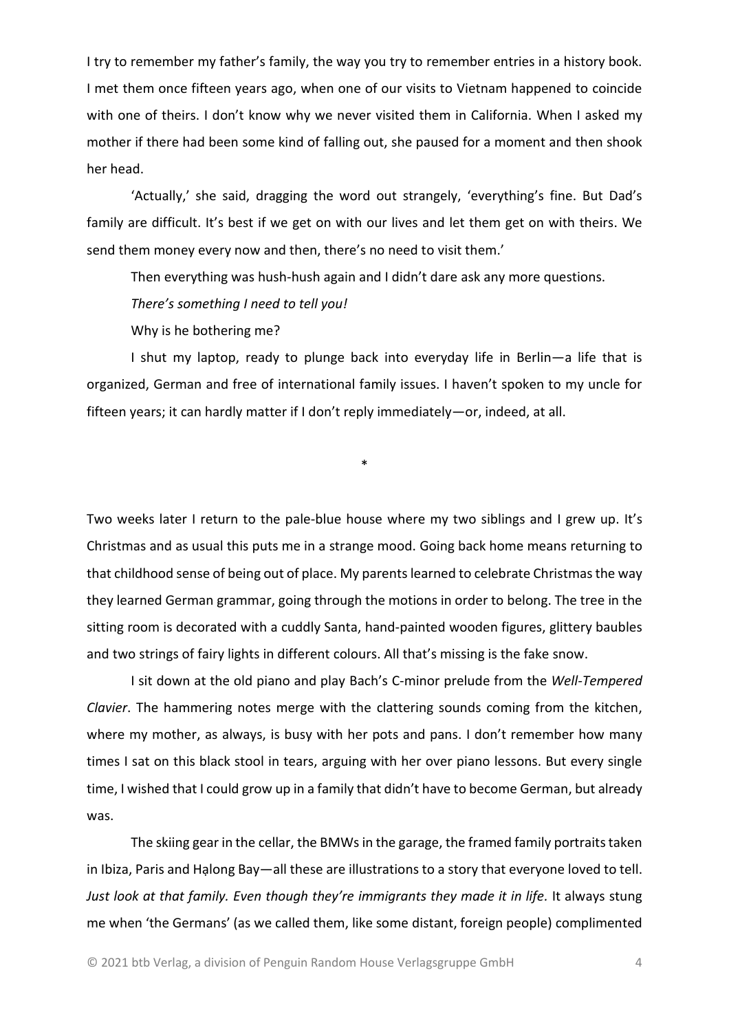I try to remember my father's family, the way you try to remember entries in a history book. I met them once fifteen years ago, when one of our visits to Vietnam happened to coincide with one of theirs. I don't know why we never visited them in California. When I asked my mother if there had been some kind of falling out, she paused for a moment and then shook her head.

'Actually,' she said, dragging the word out strangely, 'everything's fine. But Dad's family are difficult. It's best if we get on with our lives and let them get on with theirs. We send them money every now and then, there's no need to visit them.'

Then everything was hush-hush again and I didn't dare ask any more questions.

*There's something I need to tell you!*

Why is he bothering me?

I shut my laptop, ready to plunge back into everyday life in Berlin—a life that is organized, German and free of international family issues. I haven't spoken to my uncle for fifteen years; it can hardly matter if I don't reply immediately—or, indeed, at all.

*

Two weeks later I return to the pale-blue house where my two siblings and I grew up. It's Christmas and as usual this puts me in a strange mood. Going back home means returning to that childhood sense of being out of place. My parents learned to celebrate Christmas the way they learned German grammar, going through the motions in order to belong. The tree in the sitting room is decorated with a cuddly Santa, hand-painted wooden figures, glittery baubles and two strings of fairy lights in different colours. All that's missing is the fake snow.

I sit down at the old piano and play Bach's C-minor prelude from the *Well-Tempered Clavier*. The hammering notes merge with the clattering sounds coming from the kitchen, where my mother, as always, is busy with her pots and pans. I don't remember how many times I sat on this black stool in tears, arguing with her over piano lessons. But every single time, I wished that I could grow up in a family that didn't have to become German, but already was.

The skiing gear in the cellar, the BMWs in the garage, the framed family portraits taken in Ibiza, Paris and Hạlong Bay—all these are illustrations to a story that everyone loved to tell. *Just look at that family. Even though they're immigrants they made it in life.* It always stung me when 'the Germans' (as we called them, like some distant, foreign people) complimented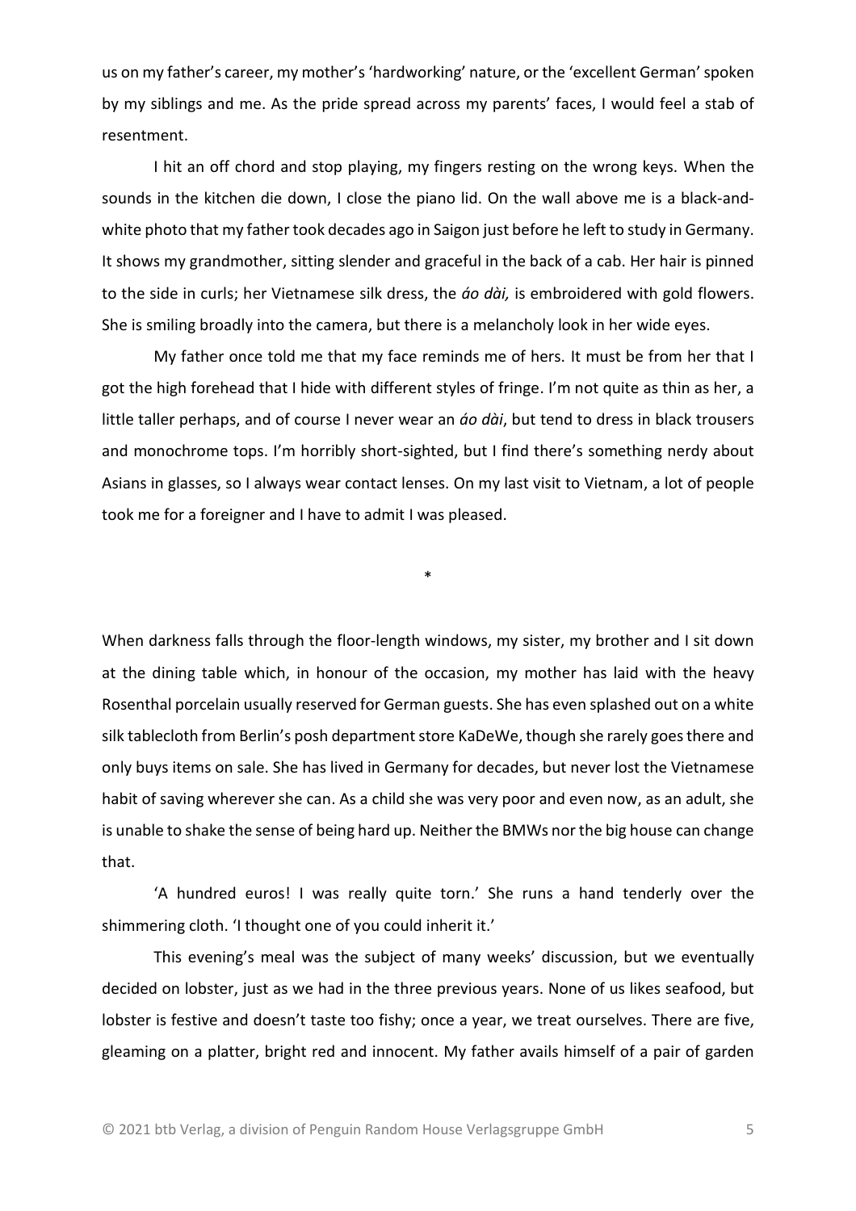us on my father's career, my mother's 'hardworking' nature, or the 'excellent German' spoken by my siblings and me. As the pride spread across my parents' faces, I would feel a stab of resentment.

I hit an off chord and stop playing, my fingers resting on the wrong keys. When the sounds in the kitchen die down, I close the piano lid. On the wall above me is a black-and-white photo that my father took decades ago in Saigon just before he left to study in Germany. It shows my grandmother, sitting slender and graceful in the back of a cab. Her hair is pinned to the side in curls; her Vietnamese silk dress, the *áo dài,* is embroidered with gold flowers. She is smiling broadly into the camera, but there is a melancholy look in her wide eyes.

My father once told me that my face reminds me of hers. It must be from her that I got the high forehead that I hide with different styles of fringe. I'm not quite as thin as her, a little taller perhaps, and of course I never wear an *áo dài*, but tend to dress in black trousers and monochrome tops. I'm horribly short-sighted, but I find there's something nerdy about Asians in glasses, so I always wear contact lenses. On my last visit to Vietnam, a lot of people took me for a foreigner and I have to admit I was pleased.

*

When darkness falls through the floor-length windows, my sister, my brother and I sit down at the dining table which, in honour of the occasion, my mother has laid with the heavy Rosenthal porcelain usually reserved for German guests. She has even splashed out on a white silk tablecloth from Berlin's posh department store KaDeWe, though she rarely goes there and only buys items on sale. She has lived in Germany for decades, but never lost the Vietnamese habit of saving wherever she can. As a child she was very poor and even now, as an adult, she is unable to shake the sense of being hard up. Neither the BMWs nor the big house can change that.

'A hundred euros! I was really quite torn.' She runs a hand tenderly over the shimmering cloth. 'I thought one of you could inherit it.'

This evening's meal was the subject of many weeks' discussion, but we eventually decided on lobster, just as we had in the three previous years. None of us likes seafood, but lobster is festive and doesn't taste too fishy; once a year, we treat ourselves. There are five, gleaming on a platter, bright red and innocent. My father avails himself of a pair of garden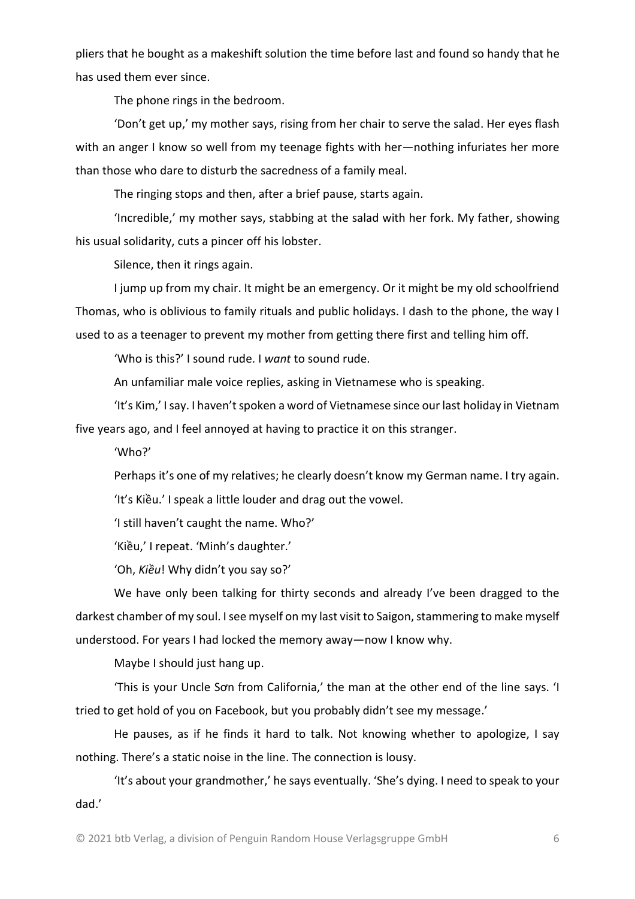pliers that he bought as a makeshift solution the time before last and found so handy that he has used them ever since.

The phone rings in the bedroom.

'Don't get up,' my mother says, rising from her chair to serve the salad. Her eyes flash with an anger I know so well from my teenage fights with her—nothing infuriates her more than those who dare to disturb the sacredness of a family meal.

The ringing stops and then, after a brief pause, starts again.

'Incredible,' my mother says, stabbing at the salad with her fork. My father, showing his usual solidarity, cuts a pincer off his lobster.

Silence, then it rings again.

I jump up from my chair. It might be an emergency. Or it might be my old schoolfriend Thomas, who is oblivious to family rituals and public holidays. I dash to the phone, the way I used to as a teenager to prevent my mother from getting there first and telling him off.

'Who is this?' I sound rude. I *want* to sound rude.

An unfamiliar male voice replies, asking in Vietnamese who is speaking.

'It's Kim,' I say. I haven't spoken a word of Vietnamese since our last holiday in Vietnam five years ago, and I feel annoyed at having to practice it on this stranger.

'Who?'

Perhaps it's one of my relatives; he clearly doesn't know my German name. I try again.

'It's Kiều.' I speak a little louder and drag out the vowel.

'I still haven't caught the name. Who?'

'Kiều,' I repeat. 'Minh's daughter.'

'Oh, *Kiều*! Why didn't you say so?'

We have only been talking for thirty seconds and already I've been dragged to the darkest chamber of my soul. I see myself on my last visit to Saigon, stammering to make myself understood. For years I had locked the memory away—now I know why.

Maybe I should just hang up.

'This is your Uncle Sơn from California,' the man at the other end of the line says. 'I tried to get hold of you on Facebook, but you probably didn't see my message.'

He pauses, as if he finds it hard to talk. Not knowing whether to apologize, I say nothing. There's a static noise in the line. The connection is lousy.

'It's about your grandmother,' he says eventually. 'She's dying. I need to speak to your dad.'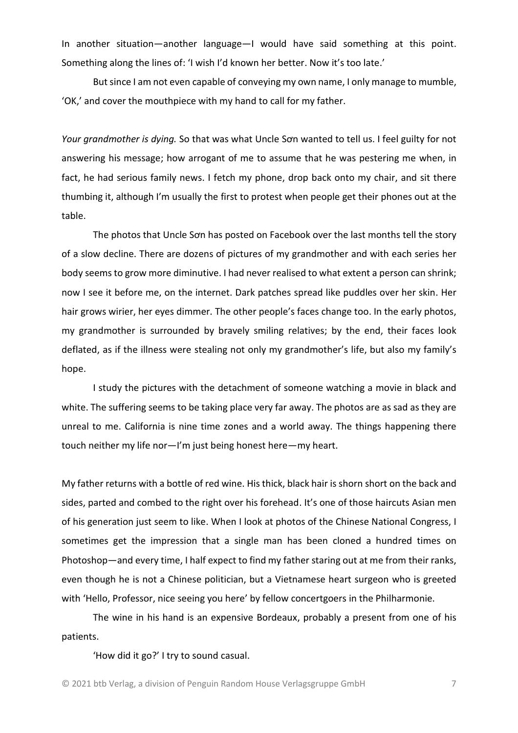In another situation—another language—I would have said something at this point. Something along the lines of: 'I wish I'd known her better. Now it's too late.'

But since I am not even capable of conveying my own name, I only manage to mumble, 'OK,' and cover the mouthpiece with my hand to call for my father.

*Your grandmother is dying.* So that was what Uncle Sơn wanted to tell us. I feel guilty for not answering his message; how arrogant of me to assume that he was pestering me when, in fact, he had serious family news. I fetch my phone, drop back onto my chair, and sit there thumbing it, although I'm usually the first to protest when people get their phones out at the table.

The photos that Uncle Sơn has posted on Facebook over the last months tell the story of a slow decline. There are dozens of pictures of my grandmother and with each series her body seems to grow more diminutive. I had never realised to what extent a person can shrink; now I see it before me, on the internet. Dark patches spread like puddles over her skin. Her hair grows wirier, her eyes dimmer. The other people's faces change too. In the early photos, my grandmother is surrounded by bravely smiling relatives; by the end, their faces look deflated, as if the illness were stealing not only my grandmother's life, but also my family's hope.

I study the pictures with the detachment of someone watching a movie in black and white. The suffering seems to be taking place very far away. The photos are as sad as they are unreal to me. California is nine time zones and a world away. The things happening there touch neither my life nor—I'm just being honest here—my heart.

My father returns with a bottle of red wine. His thick, black hair is shorn short on the back and sides, parted and combed to the right over his forehead. It's one of those haircuts Asian men of his generation just seem to like. When I look at photos of the Chinese National Congress, I sometimes get the impression that a single man has been cloned a hundred times on Photoshop—and every time, I half expect to find my father staring out at me from their ranks, even though he is not a Chinese politician, but a Vietnamese heart surgeon who is greeted with 'Hello, Professor, nice seeing you here' by fellow concertgoers in the Philharmonie.

The wine in his hand is an expensive Bordeaux, probably a present from one of his patients.

'How did it go?' I try to sound casual.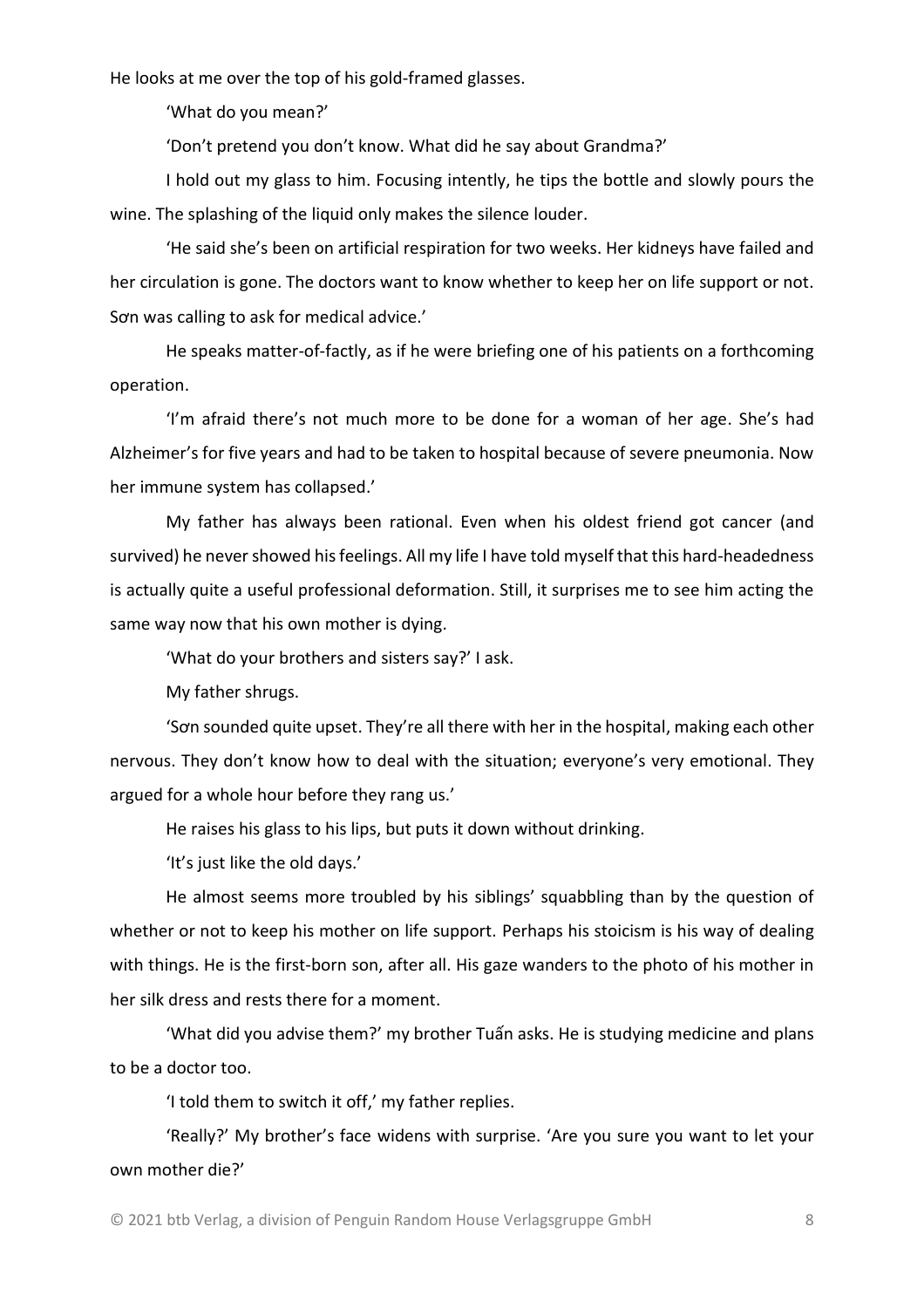He looks at me over the top of his gold-framed glasses.

'What do you mean?'

'Don't pretend you don't know. What did he say about Grandma?'

I hold out my glass to him. Focusing intently, he tips the bottle and slowly pours the wine. The splashing of the liquid only makes the silence louder.

'He said she's been on artificial respiration for two weeks. Her kidneys have failed and her circulation is gone. The doctors want to know whether to keep her on life support or not. Sơn was calling to ask for medical advice.'

He speaks matter-of-factly, as if he were briefing one of his patients on a forthcoming operation.

'I'm afraid there's not much more to be done for a woman of her age. She's had Alzheimer's for five years and had to be taken to hospital because of severe pneumonia. Now her immune system has collapsed.'

My father has always been rational. Even when his oldest friend got cancer (and survived) he never showed his feelings. All my life I have told myself that this hard-headedness is actually quite a useful professional deformation. Still, it surprises me to see him acting the same way now that his own mother is dying.

'What do your brothers and sisters say?' I ask.

My father shrugs.

'Sơn sounded quite upset. They're all there with her in the hospital, making each other nervous. They don't know how to deal with the situation; everyone's very emotional. They argued for a whole hour before they rang us.'

He raises his glass to his lips, but puts it down without drinking.

'It's just like the old days.'

He almost seems more troubled by his siblings' squabbling than by the question of whether or not to keep his mother on life support. Perhaps his stoicism is his way of dealing with things. He is the first-born son, after all. His gaze wanders to the photo of his mother in her silk dress and rests there for a moment.

'What did you advise them?' my brother Tuấn asks. He is studying medicine and plans to be a doctor too.

'I told them to switch it off,' my father replies.

'Really?' My brother's face widens with surprise. 'Are you sure you want to let your own mother die?'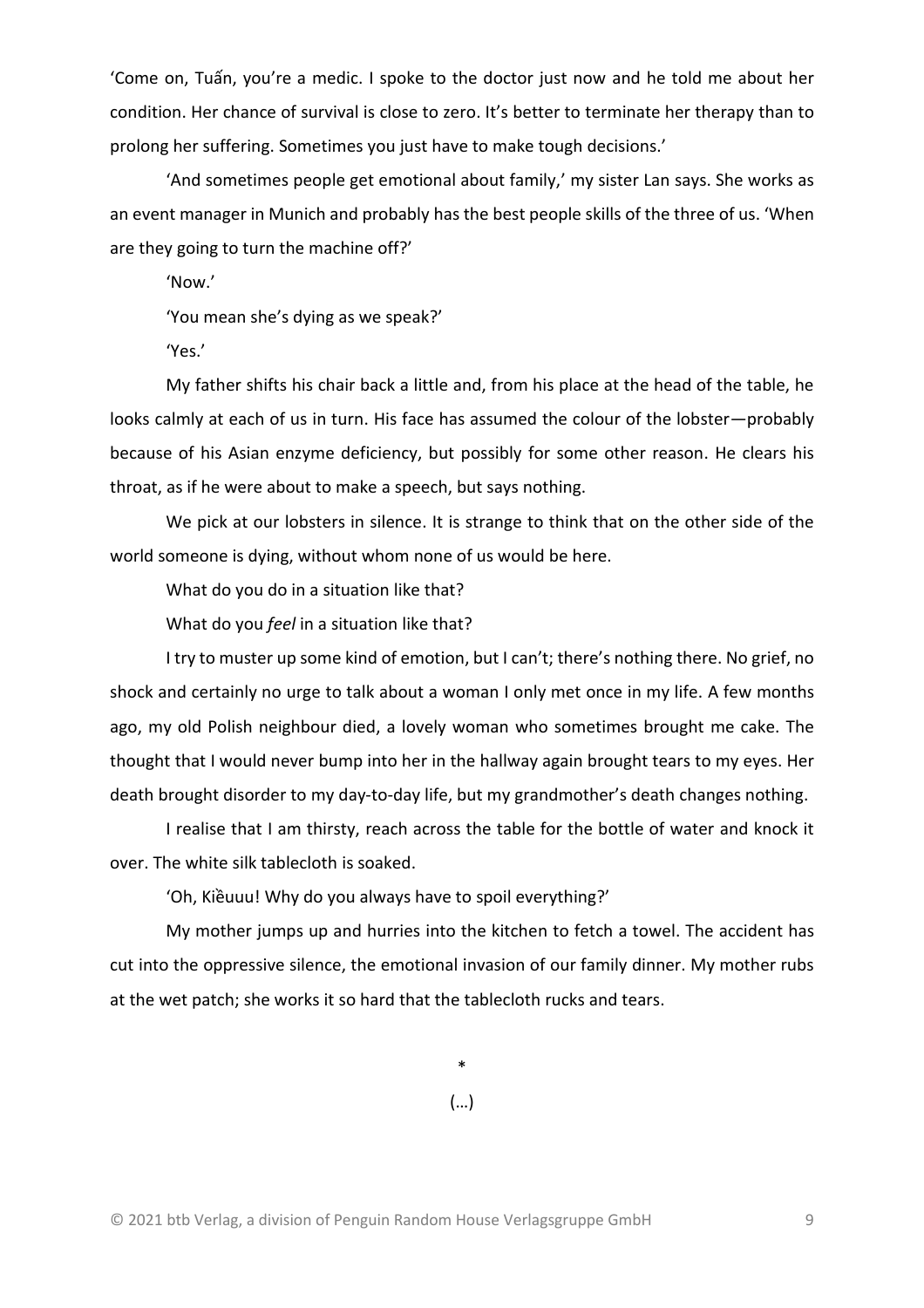'Come on, Tuấn, you're a medic. I spoke to the doctor just now and he told me about her condition. Her chance of survival is close to zero. It's better to terminate her therapy than to prolong her suffering. Sometimes you just have to make tough decisions.'

'And sometimes people get emotional about family,' my sister Lan says. She works as an event manager in Munich and probably has the best people skills of the three of us. 'When are they going to turn the machine off?'

'Now.'

'You mean she's dying as we speak?'

'Yes.'

My father shifts his chair back a little and, from his place at the head of the table, he looks calmly at each of us in turn. His face has assumed the colour of the lobster—probably because of his Asian enzyme deficiency, but possibly for some other reason. He clears his throat, as if he were about to make a speech, but says nothing.

We pick at our lobsters in silence. It is strange to think that on the other side of the world someone is dying, without whom none of us would be here.

What do you do in a situation like that?

What do you *feel* in a situation like that?

I try to muster up some kind of emotion, but I can't; there's nothing there. No grief, no shock and certainly no urge to talk about a woman I only met once in my life. A few months ago, my old Polish neighbour died, a lovely woman who sometimes brought me cake. The thought that I would never bump into her in the hallway again brought tears to my eyes. Her death brought disorder to my day-to-day life, but my grandmother's death changes nothing.

I realise that I am thirsty, reach across the table for the bottle of water and knock it over. The white silk tablecloth is soaked.

'Oh, Kiềuuu! Why do you always have to spoil everything?'

My mother jumps up and hurries into the kitchen to fetch a towel. The accident has cut into the oppressive silence, the emotional invasion of our family dinner. My mother rubs at the wet patch; she works it so hard that the tablecloth rucks and tears.

\*

(…)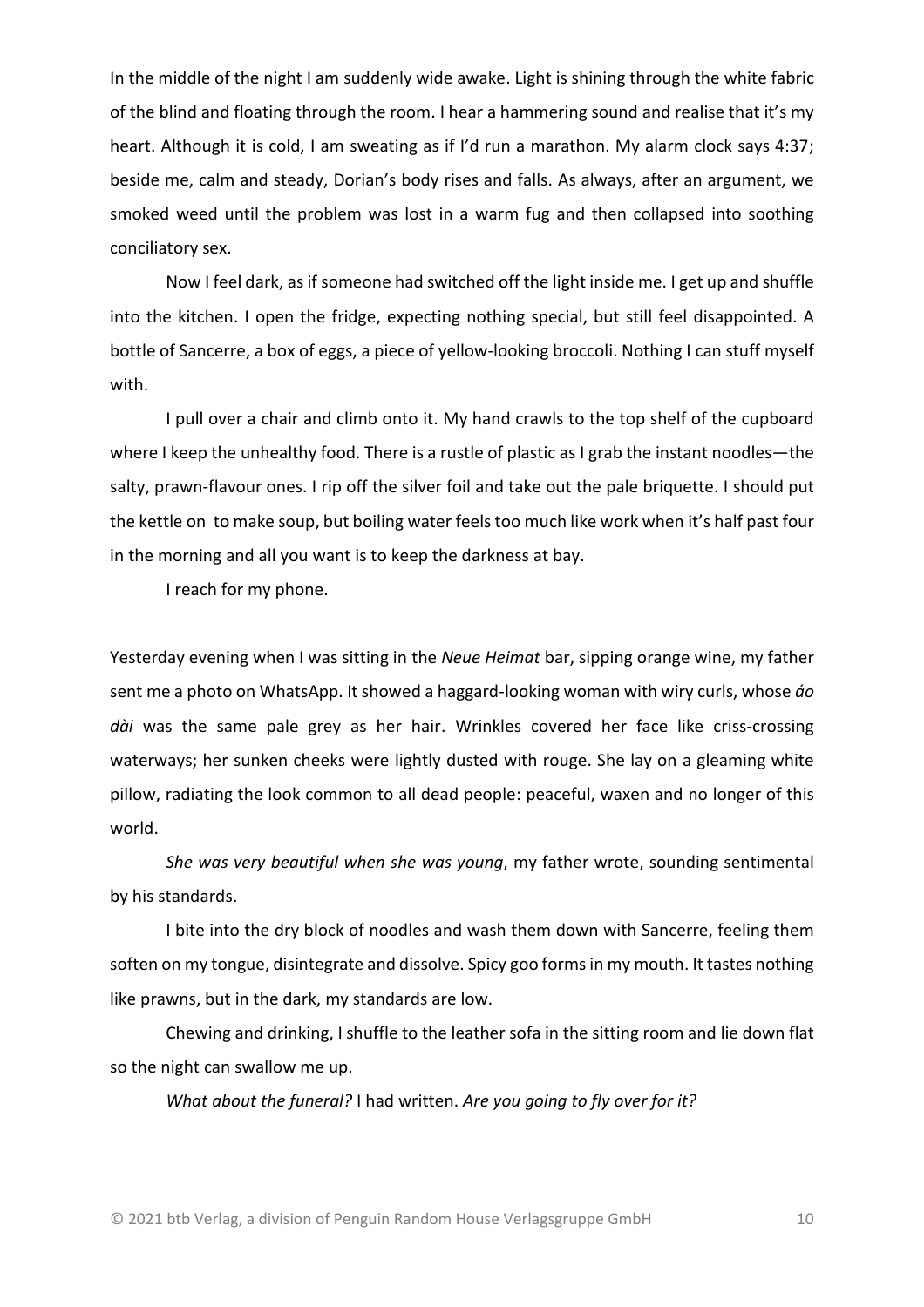In the middle of the night I am suddenly wide awake. Light is shining through the white fabric of the blind and floating through the room. I hear a hammering sound and realise that it's my heart. Although it is cold, I am sweating as if I'd run a marathon. My alarm clock says 4:37; beside me, calm and steady, Dorian's body rises and falls. As always, after an argument, we smoked weed until the problem was lost in a warm fug and then collapsed into soothing conciliatory sex.

Now I feel dark, as if someone had switched off the light inside me. I get up and shuffle into the kitchen. I open the fridge, expecting nothing special, but still feel disappointed. A bottle of Sancerre, a box of eggs, a piece of yellow-looking broccoli. Nothing I can stuff myself with.

I pull over a chair and climb onto it. My hand crawls to the top shelf of the cupboard where I keep the unhealthy food. There is a rustle of plastic as I grab the instant noodles—the salty, prawn-flavour ones. I rip off the silver foil and take out the pale briquette. I should put the kettle on to make soup, but boiling water feels too much like work when it's half past four in the morning and all you want is to keep the darkness at bay.

I reach for my phone.

Yesterday evening when I was sitting in the *Neue Heimat* bar, sipping orange wine, my father sent me a photo on WhatsApp. It showed a haggard-looking woman with wiry curls, whose *áo dài* was the same pale grey as her hair. Wrinkles covered her face like criss-crossing waterways; her sunken cheeks were lightly dusted with rouge. She lay on a gleaming white pillow, radiating the look common to all dead people: peaceful, waxen and no longer of this world.

*She was very beautiful when she was young*, my father wrote, sounding sentimental by his standards.

I bite into the dry block of noodles and wash them down with Sancerre, feeling them soften on my tongue, disintegrate and dissolve. Spicy goo forms in my mouth. It tastes nothing like prawns, but in the dark, my standards are low.

Chewing and drinking, I shuffle to the leather sofa in the sitting room and lie down flat so the night can swallow me up.

*What about the funeral?* I had written. *Are you going to fly over for it?*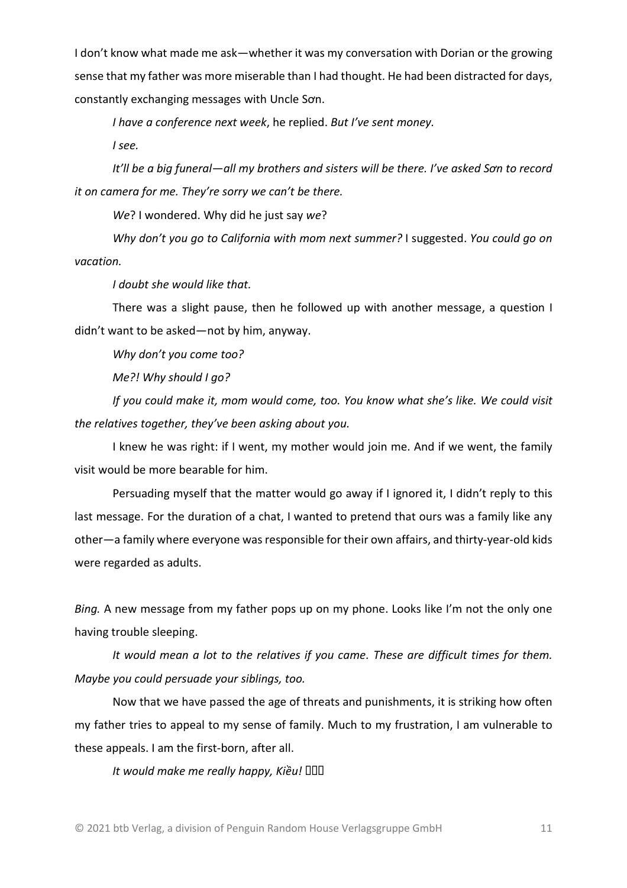I don't know what made me ask—whether it was my conversation with Dorian or the growing sense that my father was more miserable than I had thought. He had been distracted for days, constantly exchanging messages with Uncle Sơn.

*I have a conference next week*, he replied. *But I've sent money.*

*I see.*

*It'll be a big funeral—all my brothers and sisters will be there. I've asked Sơn to record it on camera for me. They're sorry we can't be there.*

*We*? I wondered. Why did he just say *we*?

*Why don't you go to California with mom next summer?* I suggested. *You could go on vacation.*

*I doubt she would like that.*

There was a slight pause, then he followed up with another message, a question I didn't want to be asked—not by him, anyway.

*Why don't you come too?*

*Me?! Why should I go?*

*If you could make it, mom would come, too. You know what she's like. We could visit the relatives together, they've been asking about you.*

I knew he was right: if I went, my mother would join me. And if we went, the family visit would be more bearable for him.

Persuading myself that the matter would go away if I ignored it, I didn't reply to this last message. For the duration of a chat, I wanted to pretend that ours was a family like any other—a family where everyone was responsible for their own affairs, and thirty-year-old kids were regarded as adults.

*Bing.* A new message from my father pops up on my phone. Looks like I'm not the only one having trouble sleeping.

*It would mean a lot to the relatives if you came. These are difficult times for them. Maybe you could persuade your siblings, too.*

Now that we have passed the age of threats and punishments, it is striking how often my father tries to appeal to my sense of family. Much to my frustration, I am vulnerable to these appeals. I am the first-born, after all.

*It would make me really happy, Kiều!*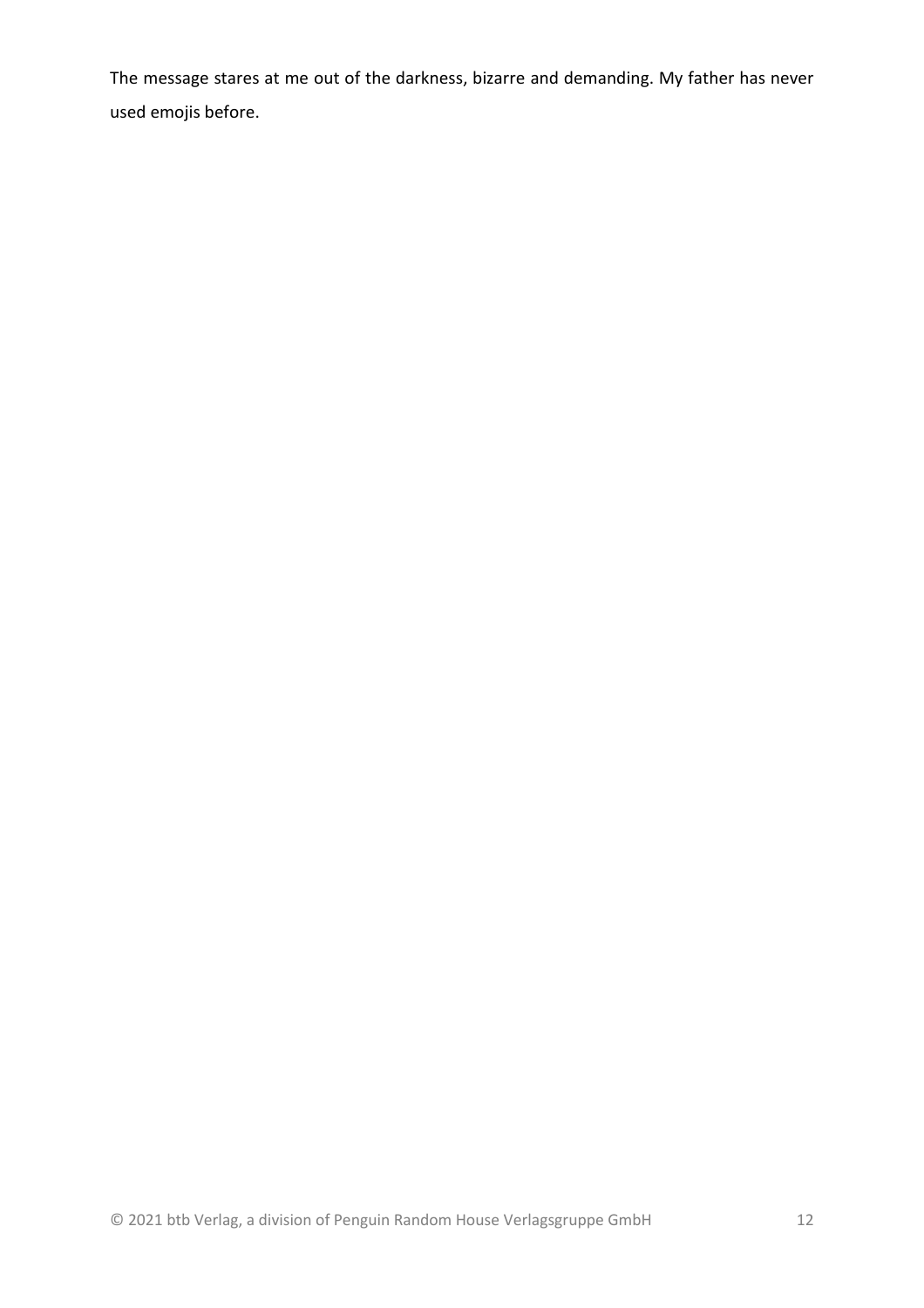The message stares at me out of the darkness, bizarre and demanding. My father has never used emojis before.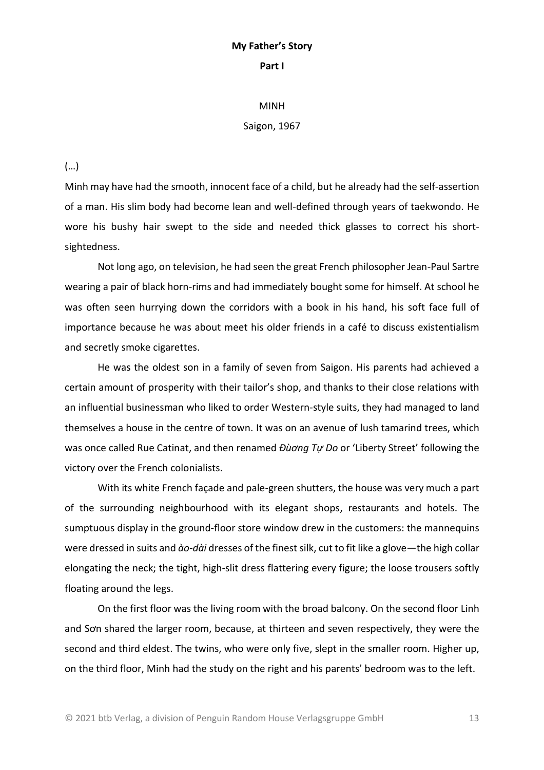**My Father's Story**

**Part I**

MINH

Saigon, 1967

(…)

Minh may have had the smooth, innocent face of a child, but he already had the self-assertion of a man. His slim body had become lean and well-defined through years of taekwondo. He wore his bushy hair swept to the side and needed thick glasses to correct his short-sightedness.

Not long ago, on television, he had seen the great French philosopher Jean-Paul Sartre wearing a pair of black horn-rims and had immediately bought some for himself. At school he was often seen hurrying down the corridors with a book in his hand, his soft face full of importance because he was about meet his older friends in a café to discuss existentialism and secretly smoke cigarettes.

He was the oldest son in a family of seven from Saigon. His parents had achieved a certain amount of prosperity with their tailor's shop, and thanks to their close relations with an influential businessman who liked to order Western-style suits, they had managed to land themselves a house in the centre of town. It was on an avenue of lush tamarind trees, which was once called Rue Catinat, and then renamed *Đừơng Tự Do* or 'Liberty Street' following the victory over the French colonialists.

With its white French façade and pale-green shutters, the house was very much a part of the surrounding neighbourhood with its elegant shops, restaurants and hotels. The sumptuous display in the ground-floor store window drew in the customers: the mannequins were dressed in suits and *ào-dài* dresses of the finest silk, cut to fit like a glove—the high collar elongating the neck; the tight, high-slit dress flattering every figure; the loose trousers softly floating around the legs.

On the first floor was the living room with the broad balcony. On the second floor Linh and Sơn shared the larger room, because, at thirteen and seven respectively, they were the second and third eldest. The twins, who were only five, slept in the smaller room. Higher up, on the third floor, Minh had the study on the right and his parents' bedroom was to the left.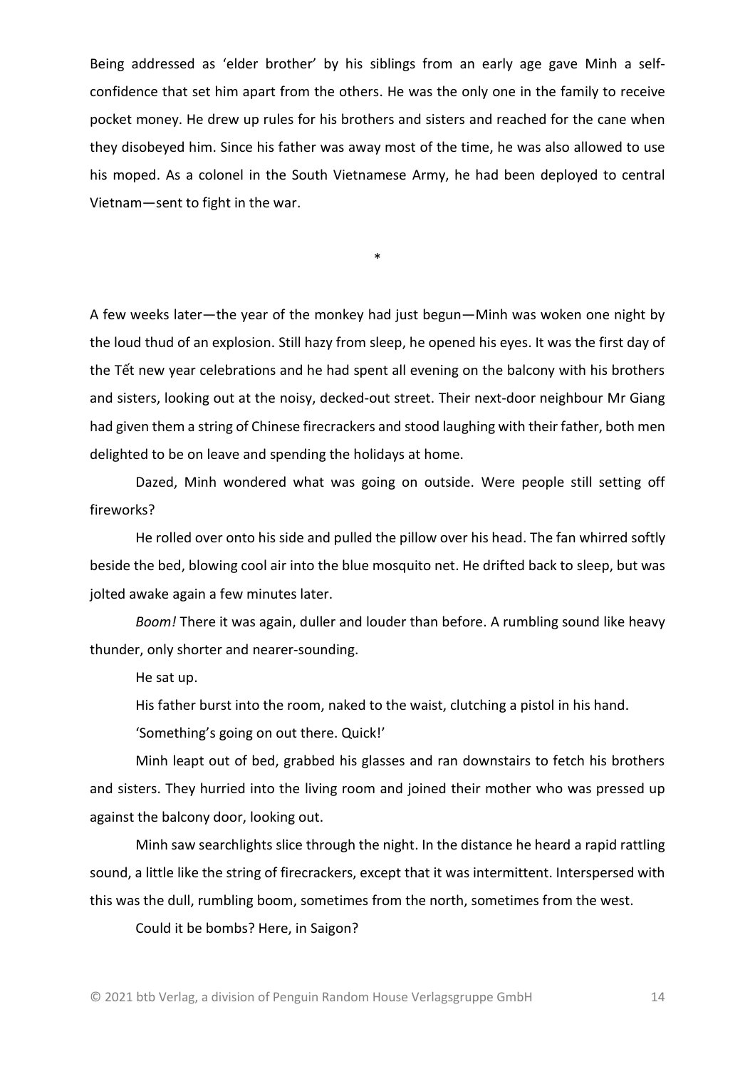Being addressed as 'elder brother' by his siblings from an early age gave Minh a self-confidence that set him apart from the others. He was the only one in the family to receive pocket money. He drew up rules for his brothers and sisters and reached for the cane when they disobeyed him. Since his father was away most of the time, he was also allowed to use his moped. As a colonel in the South Vietnamese Army, he had been deployed to central Vietnam—sent to fight in the war.

*

A few weeks later—the year of the monkey had just begun—Minh was woken one night by the loud thud of an explosion. Still hazy from sleep, he opened his eyes. It was the first day of the Tết new year celebrations and he had spent all evening on the balcony with his brothers and sisters, looking out at the noisy, decked-out street. Their next-door neighbour Mr Giang had given them a string of Chinese firecrackers and stood laughing with their father, both men delighted to be on leave and spending the holidays at home.

Dazed, Minh wondered what was going on outside. Were people still setting off fireworks?

He rolled over onto his side and pulled the pillow over his head. The fan whirred softly beside the bed, blowing cool air into the blue mosquito net. He drifted back to sleep, but was jolted awake again a few minutes later.

*Boom!* There it was again, duller and louder than before. A rumbling sound like heavy thunder, only shorter and nearer-sounding.

He sat up.

His father burst into the room, naked to the waist, clutching a pistol in his hand.

'Something's going on out there. Quick!'

Minh leapt out of bed, grabbed his glasses and ran downstairs to fetch his brothers and sisters. They hurried into the living room and joined their mother who was pressed up against the balcony door, looking out.

Minh saw searchlights slice through the night. In the distance he heard a rapid rattling sound, a little like the string of firecrackers, except that it was intermittent. Interspersed with this was the dull, rumbling boom, sometimes from the north, sometimes from the west.

Could it be bombs? Here, in Saigon?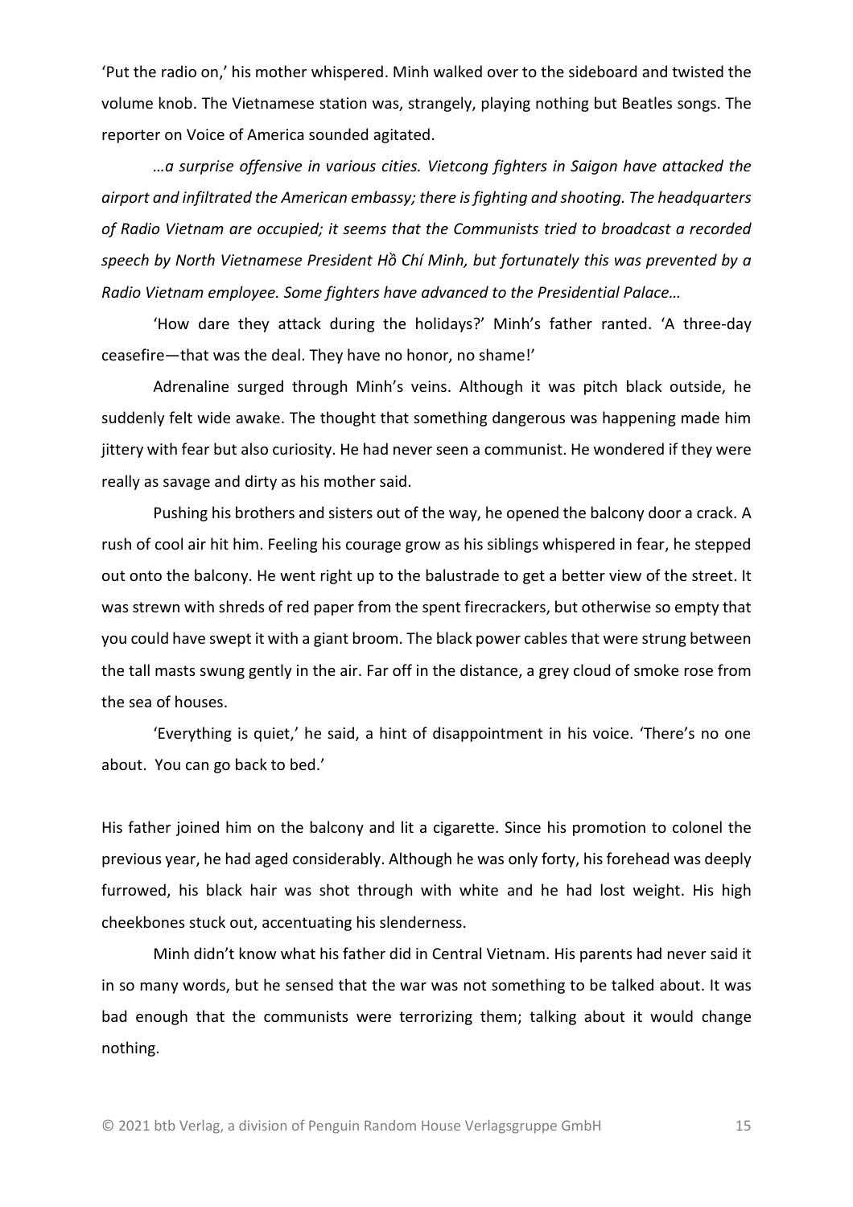'Put the radio on,' his mother whispered. Minh walked over to the sideboard and twisted the volume knob. The Vietnamese station was, strangely, playing nothing but Beatles songs. The reporter on Voice of America sounded agitated.

*…a surprise offensive in various cities. Vietcong fighters in Saigon have attacked the airport and infiltrated the American embassy; there is fighting and shooting. The headquarters of Radio Vietnam are occupied; it seems that the Communists tried to broadcast a recorded speech by North Vietnamese President Hồ Chí Minh, but fortunately this was prevented by a Radio Vietnam employee. Some fighters have advanced to the Presidential Palace…*

'How dare they attack during the holidays?' Minh's father ranted. 'A three-day ceasefire—that was the deal. They have no honor, no shame!'

Adrenaline surged through Minh's veins. Although it was pitch black outside, he suddenly felt wide awake. The thought that something dangerous was happening made him jittery with fear but also curiosity. He had never seen a communist. He wondered if they were really as savage and dirty as his mother said.

Pushing his brothers and sisters out of the way, he opened the balcony door a crack. A rush of cool air hit him. Feeling his courage grow as his siblings whispered in fear, he stepped out onto the balcony. He went right up to the balustrade to get a better view of the street. It was strewn with shreds of red paper from the spent firecrackers, but otherwise so empty that you could have swept it with a giant broom. The black power cables that were strung between the tall masts swung gently in the air. Far off in the distance, a grey cloud of smoke rose from the sea of houses.

'Everything is quiet,' he said, a hint of disappointment in his voice. 'There's no one about. You can go back to bed.'

His father joined him on the balcony and lit a cigarette. Since his promotion to colonel the previous year, he had aged considerably. Although he was only forty, his forehead was deeply furrowed, his black hair was shot through with white and he had lost weight. His high cheekbones stuck out, accentuating his slenderness.

Minh didn't know what his father did in Central Vietnam. His parents had never said it in so many words, but he sensed that the war was not something to be talked about. It was bad enough that the communists were terrorizing them; talking about it would change nothing.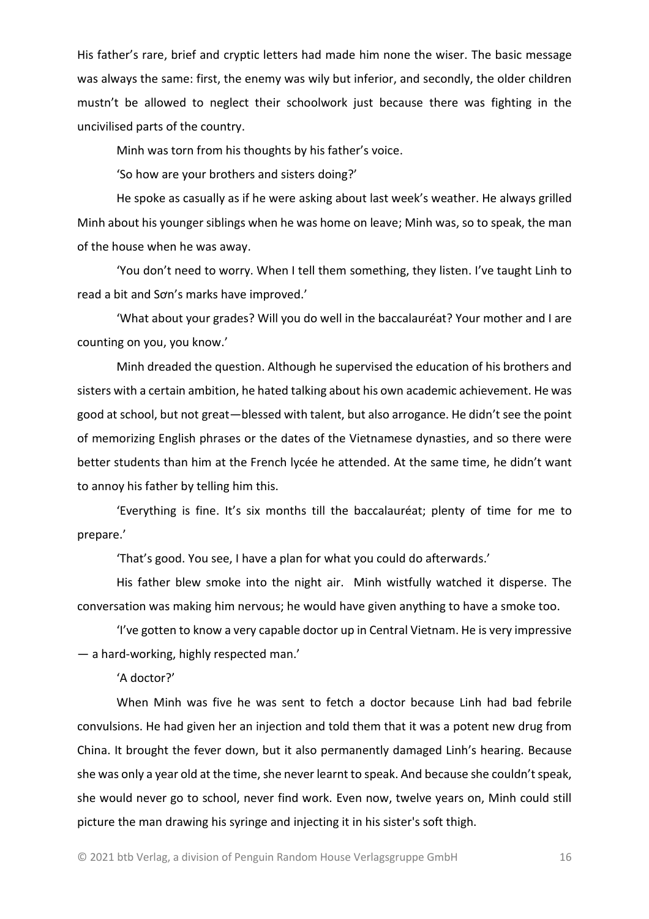His father's rare, brief and cryptic letters had made him none the wiser. The basic message was always the same: first, the enemy was wily but inferior, and secondly, the older children mustn't be allowed to neglect their schoolwork just because there was fighting in the uncivilised parts of the country.

Minh was torn from his thoughts by his father's voice.

'So how are your brothers and sisters doing?'

He spoke as casually as if he were asking about last week's weather. He always grilled Minh about his younger siblings when he was home on leave; Minh was, so to speak, the man of the house when he was away.

'You don't need to worry. When I tell them something, they listen. I've taught Linh to read a bit and Sơn's marks have improved.'

'What about your grades? Will you do well in the baccalauréat? Your mother and I are counting on you, you know.'

Minh dreaded the question. Although he supervised the education of his brothers and sisters with a certain ambition, he hated talking about his own academic achievement. He was good at school, but not great—blessed with talent, but also arrogance. He didn't see the point of memorizing English phrases or the dates of the Vietnamese dynasties, and so there were better students than him at the French lycée he attended. At the same time, he didn't want to annoy his father by telling him this.

'Everything is fine. It's six months till the baccalauréat; plenty of time for me to prepare.'

'That's good. You see, I have a plan for what you could do afterwards.'

His father blew smoke into the night air. Minh wistfully watched it disperse. The conversation was making him nervous; he would have given anything to have a smoke too.

'I've gotten to know a very capable doctor up in Central Vietnam. He is very impressive — a hard-working, highly respected man.'

'A doctor?'

When Minh was five he was sent to fetch a doctor because Linh had bad febrile convulsions. He had given her an injection and told them that it was a potent new drug from China. It brought the fever down, but it also permanently damaged Linh's hearing. Because she was only a year old at the time, she never learnt to speak. And because she couldn't speak, she would never go to school, never find work. Even now, twelve years on, Minh could still picture the man drawing his syringe and injecting it in his sister's soft thigh.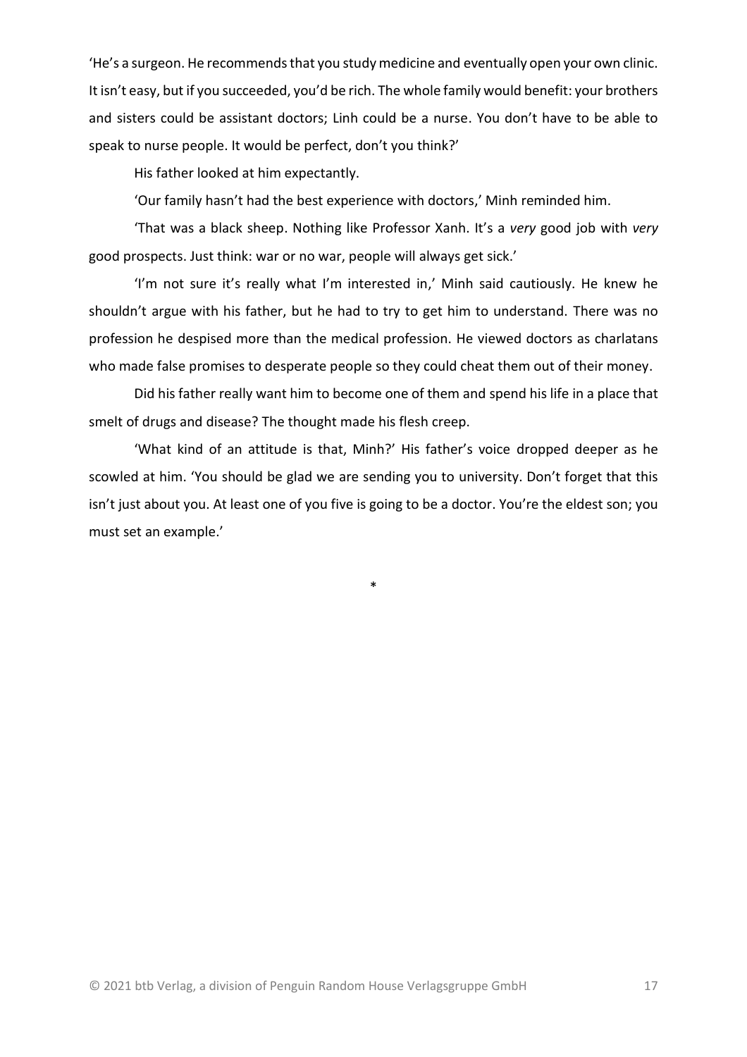'He's a surgeon. He recommends that you study medicine and eventually open your own clinic. It isn't easy, but if you succeeded, you'd be rich. The whole family would benefit: your brothers and sisters could be assistant doctors; Linh could be a nurse. You don't have to be able to speak to nurse people. It would be perfect, don't you think?'

His father looked at him expectantly.

'Our family hasn't had the best experience with doctors,' Minh reminded him.

'That was a black sheep. Nothing like Professor Xanh. It's a *very* good job with *very* good prospects. Just think: war or no war, people will always get sick.'

'I'm not sure it's really what I'm interested in,' Minh said cautiously. He knew he shouldn't argue with his father, but he had to try to get him to understand. There was no profession he despised more than the medical profession. He viewed doctors as charlatans who made false promises to desperate people so they could cheat them out of their money.

Did his father really want him to become one of them and spend his life in a place that smelt of drugs and disease? The thought made his flesh creep.

'What kind of an attitude is that, Minh?' His father's voice dropped deeper as he scowled at him. 'You should be glad we are sending you to university. Don't forget that this isn't just about you. At least one of you five is going to be a doctor. You're the eldest son; you must set an example.'

*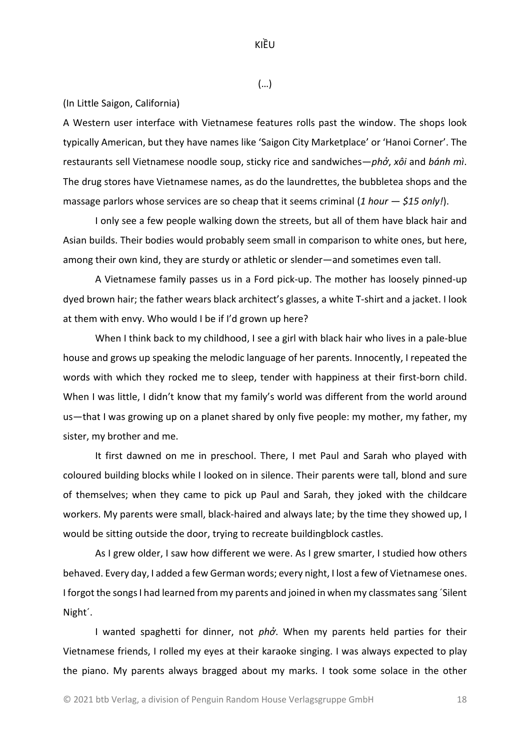KIỀU

(…)

(In Little Saigon, California)

A Western user interface with Vietnamese features rolls past the window. The shops look typically American, but they have names like 'Saigon City Marketplace' or 'Hanoi Corner'. The restaurants sell Vietnamese noodle soup, sticky rice and sandwiches—*phở*, *xôi* and *bánh mì*. The drug stores have Vietnamese names, as do the laundrettes, the bubbletea shops and the massage parlors whose services are so cheap that it seems criminal (*1 hour — $15 only!*).

I only see a few people walking down the streets, but all of them have black hair and Asian builds. Their bodies would probably seem small in comparison to white ones, but here, among their own kind, they are sturdy or athletic or slender—and sometimes even tall.

A Vietnamese family passes us in a Ford pick-up. The mother has loosely pinned-up dyed brown hair; the father wears black architect's glasses, a white T-shirt and a jacket. I look at them with envy. Who would I be if I'd grown up here?

When I think back to my childhood, I see a girl with black hair who lives in a pale-blue house and grows up speaking the melodic language of her parents. Innocently, I repeated the words with which they rocked me to sleep, tender with happiness at their first-born child. When I was little, I didn't know that my family's world was different from the world around us—that I was growing up on a planet shared by only five people: my mother, my father, my sister, my brother and me.

It first dawned on me in preschool. There, I met Paul and Sarah who played with coloured building blocks while I looked on in silence. Their parents were tall, blond and sure of themselves; when they came to pick up Paul and Sarah, they joked with the childcare workers. My parents were small, black-haired and always late; by the time they showed up, I would be sitting outside the door, trying to recreate buildingblock castles.

As I grew older, I saw how different we were. As I grew smarter, I studied how others behaved. Every day, I added a few German words; every night, I lost a few of Vietnamese ones. I forgot the songs I had learned from my parents and joined in when my classmates sang ´Silent Night´.

I wanted spaghetti for dinner, not *phở*. When my parents held parties for their Vietnamese friends, I rolled my eyes at their karaoke singing. I was always expected to play the piano. My parents always bragged about my marks. I took some solace in the other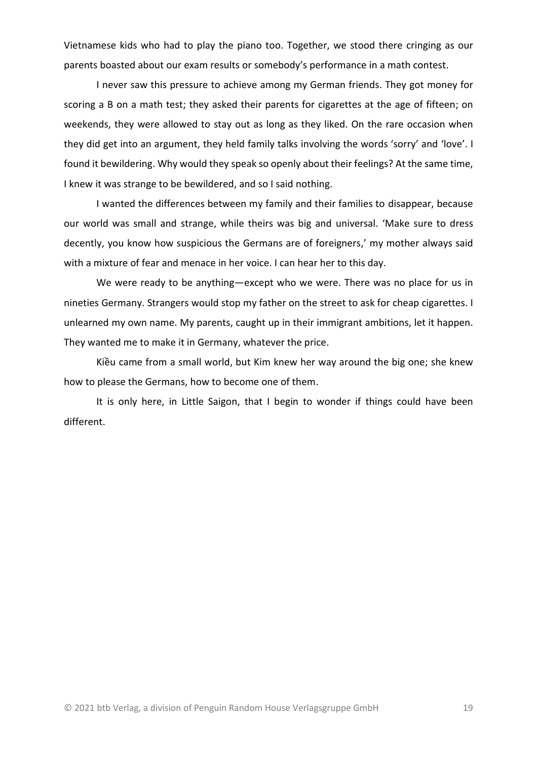Vietnamese kids who had to play the piano too. Together, we stood there cringing as our parents boasted about our exam results or somebody's performance in a math contest.

I never saw this pressure to achieve among my German friends. They got money for scoring a B on a math test; they asked their parents for cigarettes at the age of fifteen; on weekends, they were allowed to stay out as long as they liked. On the rare occasion when they did get into an argument, they held family talks involving the words 'sorry' and 'love'. I found it bewildering. Why would they speak so openly about their feelings? At the same time, I knew it was strange to be bewildered, and so I said nothing.

I wanted the differences between my family and their families to disappear, because our world was small and strange, while theirs was big and universal. 'Make sure to dress decently, you know how suspicious the Germans are of foreigners,' my mother always said with a mixture of fear and menace in her voice. I can hear her to this day.

We were ready to be anything—except who we were. There was no place for us in nineties Germany. Strangers would stop my father on the street to ask for cheap cigarettes. I unlearned my own name. My parents, caught up in their immigrant ambitions, let it happen. They wanted me to make it in Germany, whatever the price.

Kiều came from a small world, but Kim knew her way around the big one; she knew how to please the Germans, how to become one of them.

It is only here, in Little Saigon, that I begin to wonder if things could have been different.

© 2021 btb Verlag, a division of Penguin Random House Verlagsgruppe GmbH